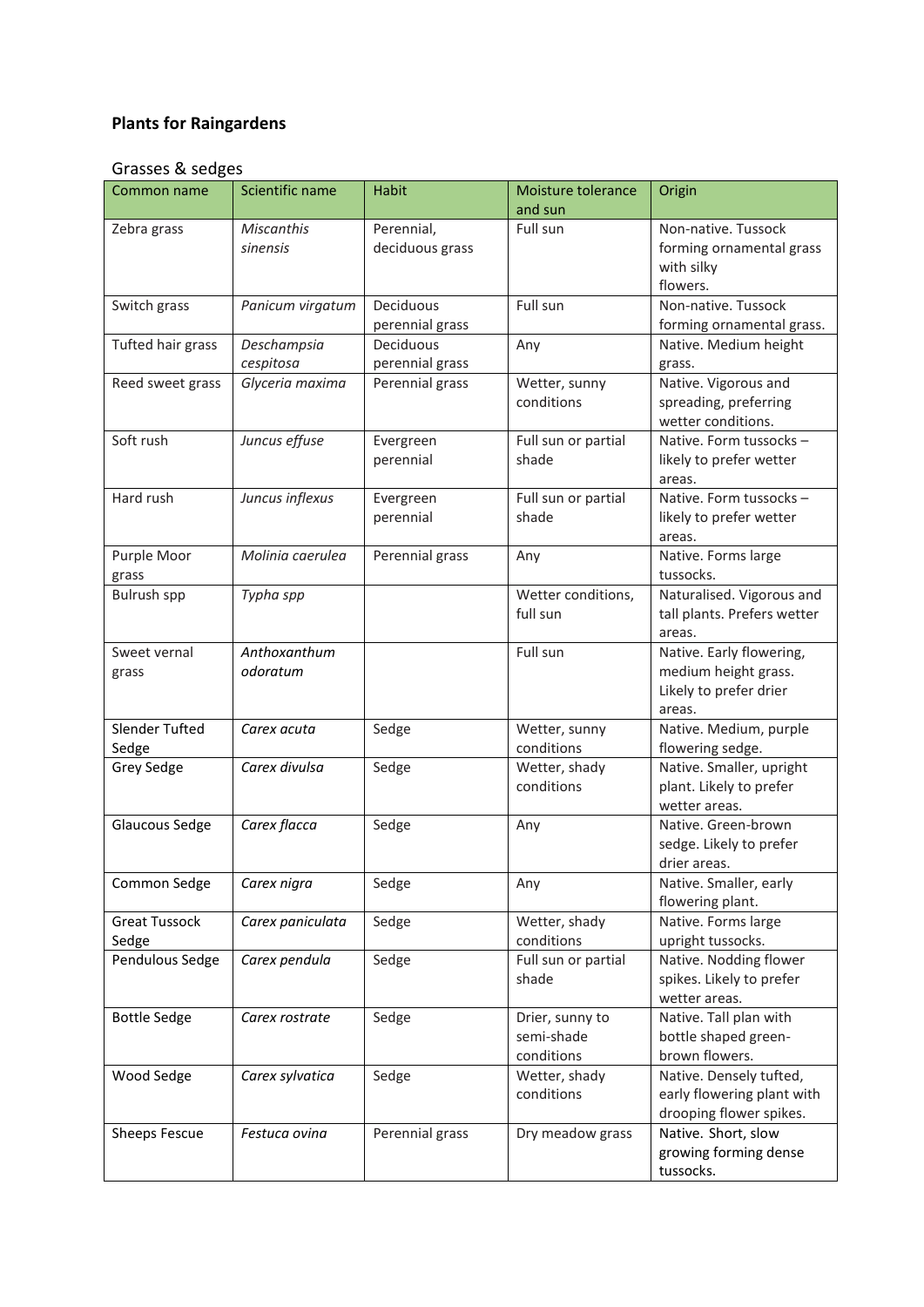# Plants for Raingardens

## Grasses & sedges

| Common name | Scientific name | Habit | Moisture tolerance and sun | Origin |
|---|---|---|---|---|
| Zebra grass | *Miscanthis sinensis* | Perennial, deciduous grass | Full sun | Non-native. Tussock forming ornamental grass with silky flowers. |
| Switch grass | *Panicum virgatum* | Deciduous perennial grass | Full sun | Non-native. Tussock forming ornamental grass. |
| Tufted hair grass | *Deschampsia cespitosa* | Deciduous perennial grass | Any | Native. Medium height grass. |
| Reed sweet grass | *Glyceria maxima* | Perennial grass | Wetter, sunny conditions | Native. Vigorous and spreading, preferring wetter conditions. |
| Soft rush | *Juncus effuse* | Evergreen perennial | Full sun or partial shade | Native. Form tussocks – likely to prefer wetter areas. |
| Hard rush | *Juncus inflexus* | Evergreen perennial | Full sun or partial shade | Native. Form tussocks – likely to prefer wetter areas. |
| Purple Moor grass | *Molinia caerulea* | Perennial grass | Any | Native. Forms large tussocks. |
| Bulrush spp | *Typha spp* | | Wetter conditions, full sun | Naturalised. Vigorous and tall plants. Prefers wetter areas. |
| Sweet vernal grass | *Anthoxanthum odoratum* | | Full sun | Native. Early flowering, medium height grass. Likely to prefer drier areas. |
| Slender Tufted Sedge | *Carex acuta* | Sedge | Wetter, sunny conditions | Native. Medium, purple flowering sedge. |
| Grey Sedge | *Carex divulsa* | Sedge | Wetter, shady conditions | Native. Smaller, upright plant. Likely to prefer wetter areas. |
| Glaucous Sedge | *Carex flacca* | Sedge | Any | Native. Green-brown sedge. Likely to prefer drier areas. |
| Common Sedge | *Carex nigra* | Sedge | Any | Native. Smaller, early flowering plant. |
| Great Tussock Sedge | *Carex paniculata* | Sedge | Wetter, shady conditions | Native. Forms large upright tussocks. |
| Pendulous Sedge | *Carex pendula* | Sedge | Full sun or partial shade | Native. Nodding flower spikes. Likely to prefer wetter areas. |
| Bottle Sedge | *Carex rostrate* | Sedge | Drier, sunny to semi-shade conditions | Native. Tall plan with bottle shaped green-brown flowers. |
| Wood Sedge | *Carex sylvatica* | Sedge | Wetter, shady conditions | Native. Densely tufted, early flowering plant with drooping flower spikes. |
| Sheeps Fescue | *Festuca ovina* | Perennial grass | Dry meadow grass | Native. Short, slow growing forming dense tussocks. |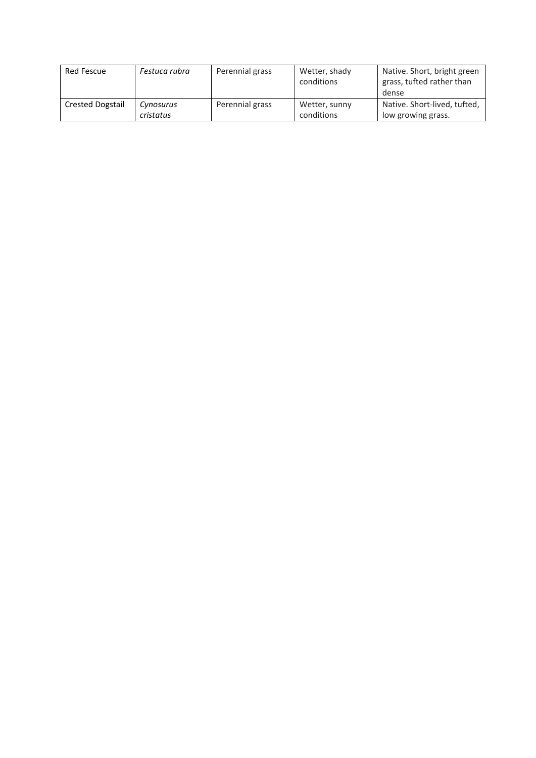| | | | | |
|---|---|---|---|---|
| Red Fescue | *Festuca rubra* | Perennial grass | Wetter, shady conditions | Native. Short, bright green grass, tufted rather than dense |
| Crested Dogstail | *Cynosurus cristatus* | Perennial grass | Wetter, sunny conditions | Native. Short-lived, tufted, low growing grass. |